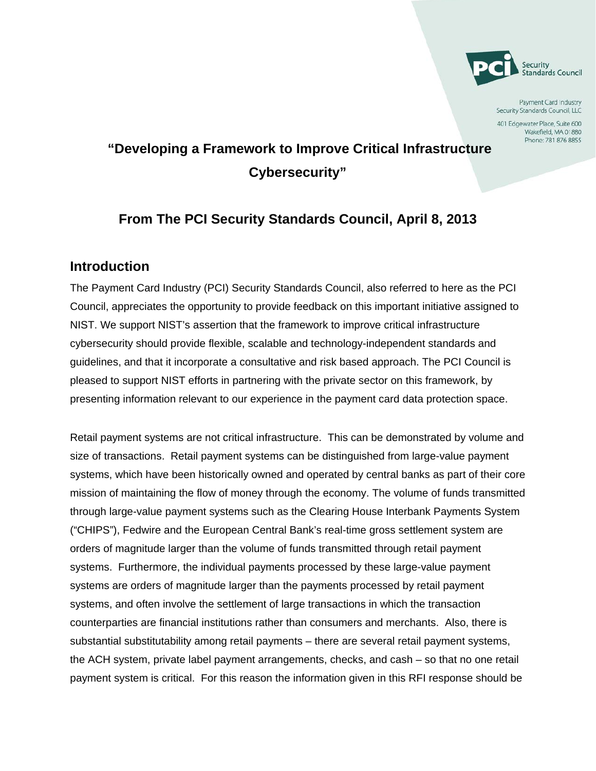Security Standards Council

Payment Card Industry Security Standards Council, LLC

401 Edgewater Place, Suite 600
Wakefield, MA 01880
Phone: 781 876 8855

# "Developing a Framework to Improve Critical Infrastructure Cybersecurity"

## From The PCI Security Standards Council, April 8, 2013

## Introduction

The Payment Card Industry (PCI) Security Standards Council, also referred to here as the PCI Council, appreciates the opportunity to provide feedback on this important initiative assigned to NIST. We support NIST's assertion that the framework to improve critical infrastructure cybersecurity should provide flexible, scalable and technology-independent standards and guidelines, and that it incorporate a consultative and risk based approach. The PCI Council is pleased to support NIST efforts in partnering with the private sector on this framework, by presenting information relevant to our experience in the payment card data protection space.

Retail payment systems are not critical infrastructure. This can be demonstrated by volume and size of transactions. Retail payment systems can be distinguished from large-value payment systems, which have been historically owned and operated by central banks as part of their core mission of maintaining the flow of money through the economy. The volume of funds transmitted through large-value payment systems such as the Clearing House Interbank Payments System ("CHIPS"), Fedwire and the European Central Bank's real-time gross settlement system are orders of magnitude larger than the volume of funds transmitted through retail payment systems. Furthermore, the individual payments processed by these large-value payment systems are orders of magnitude larger than the payments processed by retail payment systems, and often involve the settlement of large transactions in which the transaction counterparties are financial institutions rather than consumers and merchants. Also, there is substantial substitutability among retail payments – there are several retail payment systems, the ACH system, private label payment arrangements, checks, and cash – so that no one retail payment system is critical. For this reason the information given in this RFI response should be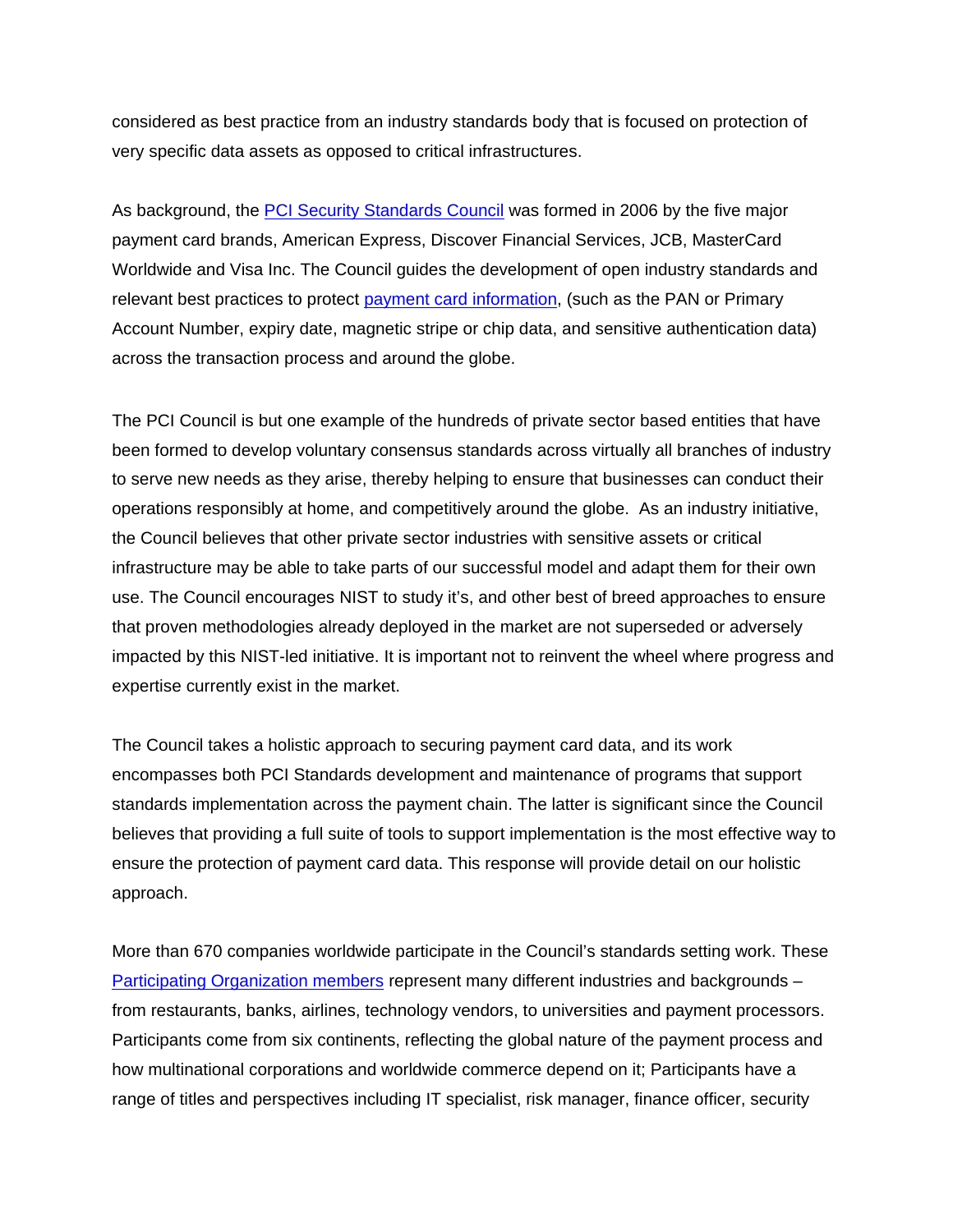considered as best practice from an industry standards body that is focused on protection of very specific data assets as opposed to critical infrastructures.

As background, the PCI Security Standards Council was formed in 2006 by the five major payment card brands, American Express, Discover Financial Services, JCB, MasterCard Worldwide and Visa Inc. The Council guides the development of open industry standards and relevant best practices to protect payment card information, (such as the PAN or Primary Account Number, expiry date, magnetic stripe or chip data, and sensitive authentication data) across the transaction process and around the globe.

The PCI Council is but one example of the hundreds of private sector based entities that have been formed to develop voluntary consensus standards across virtually all branches of industry to serve new needs as they arise, thereby helping to ensure that businesses can conduct their operations responsibly at home, and competitively around the globe. As an industry initiative, the Council believes that other private sector industries with sensitive assets or critical infrastructure may be able to take parts of our successful model and adapt them for their own use. The Council encourages NIST to study it's, and other best of breed approaches to ensure that proven methodologies already deployed in the market are not superseded or adversely impacted by this NIST-led initiative. It is important not to reinvent the wheel where progress and expertise currently exist in the market.

The Council takes a holistic approach to securing payment card data, and its work encompasses both PCI Standards development and maintenance of programs that support standards implementation across the payment chain. The latter is significant since the Council believes that providing a full suite of tools to support implementation is the most effective way to ensure the protection of payment card data. This response will provide detail on our holistic approach.

More than 670 companies worldwide participate in the Council's standards setting work. These Participating Organization members represent many different industries and backgrounds – from restaurants, banks, airlines, technology vendors, to universities and payment processors. Participants come from six continents, reflecting the global nature of the payment process and how multinational corporations and worldwide commerce depend on it; Participants have a range of titles and perspectives including IT specialist, risk manager, finance officer, security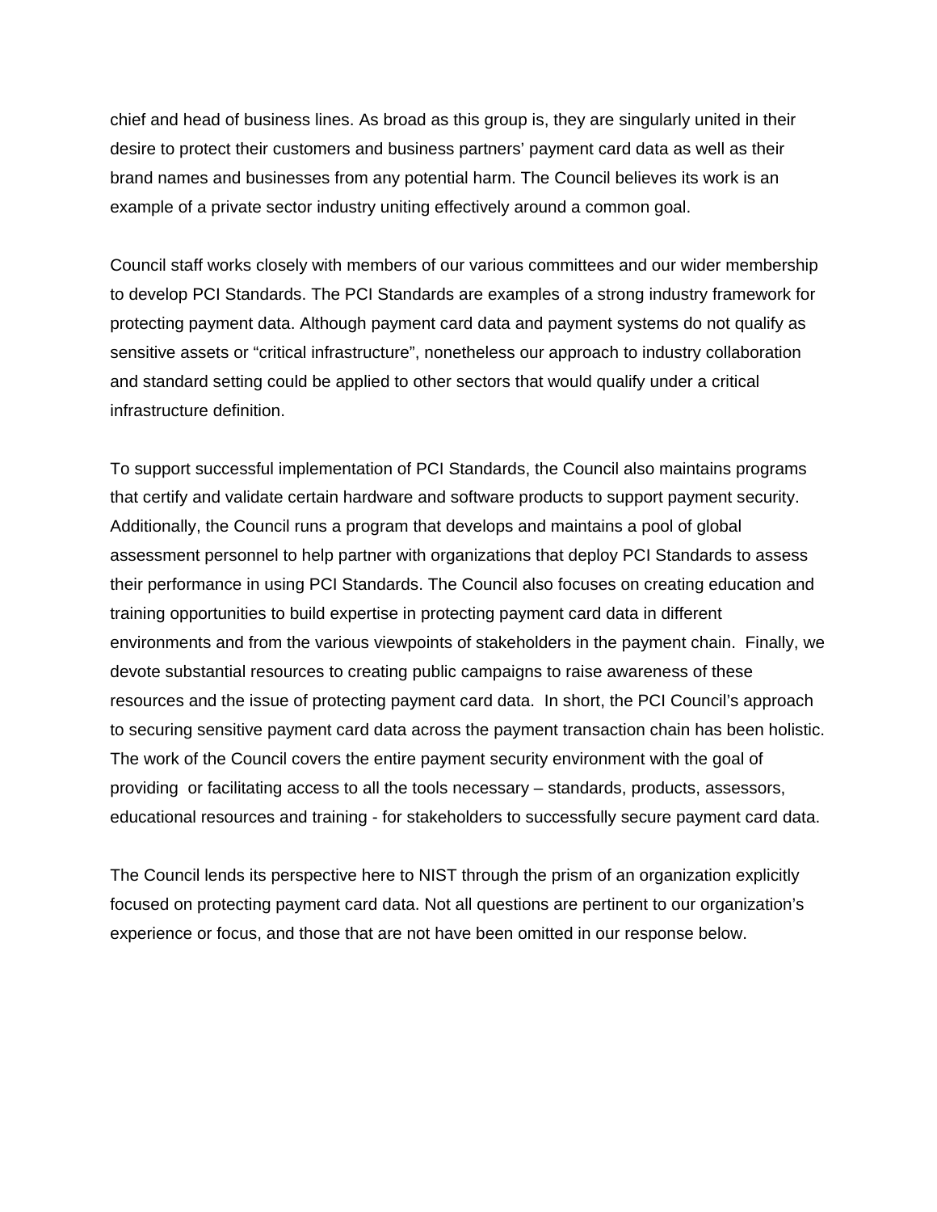chief and head of business lines. As broad as this group is, they are singularly united in their desire to protect their customers and business partners' payment card data as well as their brand names and businesses from any potential harm. The Council believes its work is an example of a private sector industry uniting effectively around a common goal.

Council staff works closely with members of our various committees and our wider membership to develop PCI Standards. The PCI Standards are examples of a strong industry framework for protecting payment data. Although payment card data and payment systems do not qualify as sensitive assets or "critical infrastructure", nonetheless our approach to industry collaboration and standard setting could be applied to other sectors that would qualify under a critical infrastructure definition.

To support successful implementation of PCI Standards, the Council also maintains programs that certify and validate certain hardware and software products to support payment security. Additionally, the Council runs a program that develops and maintains a pool of global assessment personnel to help partner with organizations that deploy PCI Standards to assess their performance in using PCI Standards. The Council also focuses on creating education and training opportunities to build expertise in protecting payment card data in different environments and from the various viewpoints of stakeholders in the payment chain. Finally, we devote substantial resources to creating public campaigns to raise awareness of these resources and the issue of protecting payment card data. In short, the PCI Council's approach to securing sensitive payment card data across the payment transaction chain has been holistic. The work of the Council covers the entire payment security environment with the goal of providing or facilitating access to all the tools necessary – standards, products, assessors, educational resources and training - for stakeholders to successfully secure payment card data.

The Council lends its perspective here to NIST through the prism of an organization explicitly focused on protecting payment card data. Not all questions are pertinent to our organization's experience or focus, and those that are not have been omitted in our response below.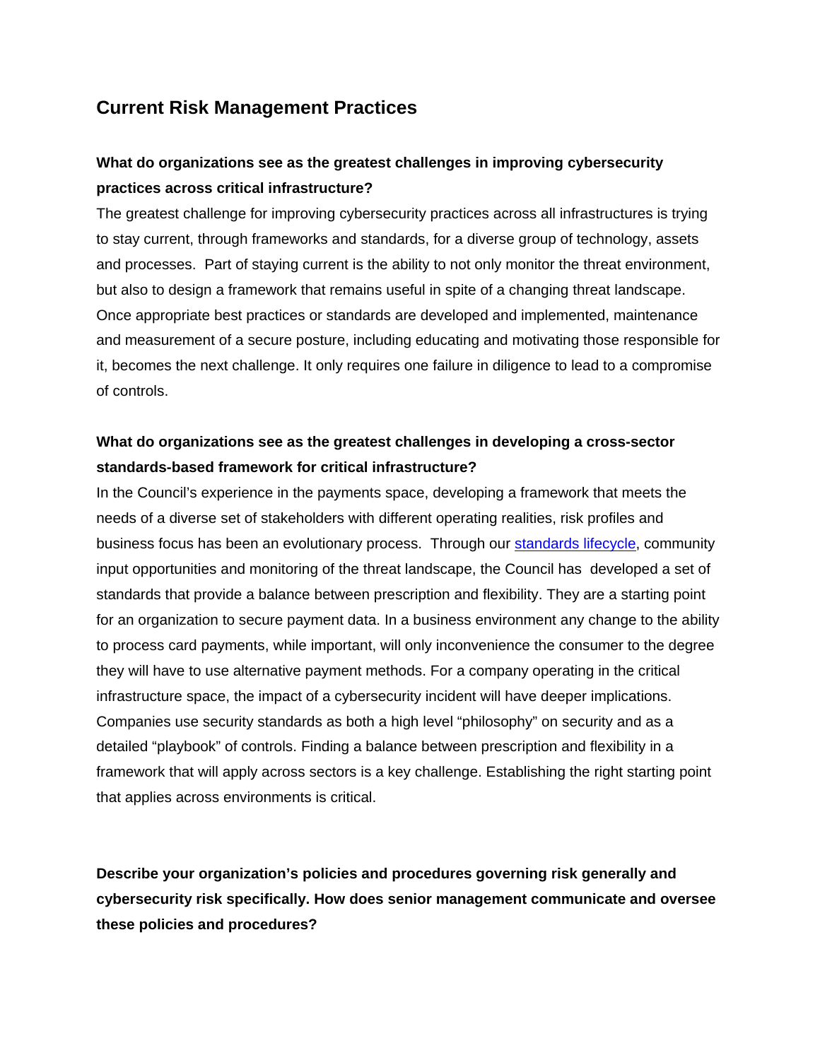## Current Risk Management Practices

**What do organizations see as the greatest challenges in improving cybersecurity practices across critical infrastructure?**

The greatest challenge for improving cybersecurity practices across all infrastructures is trying to stay current, through frameworks and standards, for a diverse group of technology, assets and processes. Part of staying current is the ability to not only monitor the threat environment, but also to design a framework that remains useful in spite of a changing threat landscape. Once appropriate best practices or standards are developed and implemented, maintenance and measurement of a secure posture, including educating and motivating those responsible for it, becomes the next challenge. It only requires one failure in diligence to lead to a compromise of controls.

**What do organizations see as the greatest challenges in developing a cross-sector standards-based framework for critical infrastructure?**

In the Council's experience in the payments space, developing a framework that meets the needs of a diverse set of stakeholders with different operating realities, risk profiles and business focus has been an evolutionary process. Through our standards lifecycle, community input opportunities and monitoring of the threat landscape, the Council has developed a set of standards that provide a balance between prescription and flexibility. They are a starting point for an organization to secure payment data. In a business environment any change to the ability to process card payments, while important, will only inconvenience the consumer to the degree they will have to use alternative payment methods. For a company operating in the critical infrastructure space, the impact of a cybersecurity incident will have deeper implications. Companies use security standards as both a high level "philosophy" on security and as a detailed "playbook" of controls. Finding a balance between prescription and flexibility in a framework that will apply across sectors is a key challenge. Establishing the right starting point that applies across environments is critical.

**Describe your organization's policies and procedures governing risk generally and cybersecurity risk specifically. How does senior management communicate and oversee these policies and procedures?**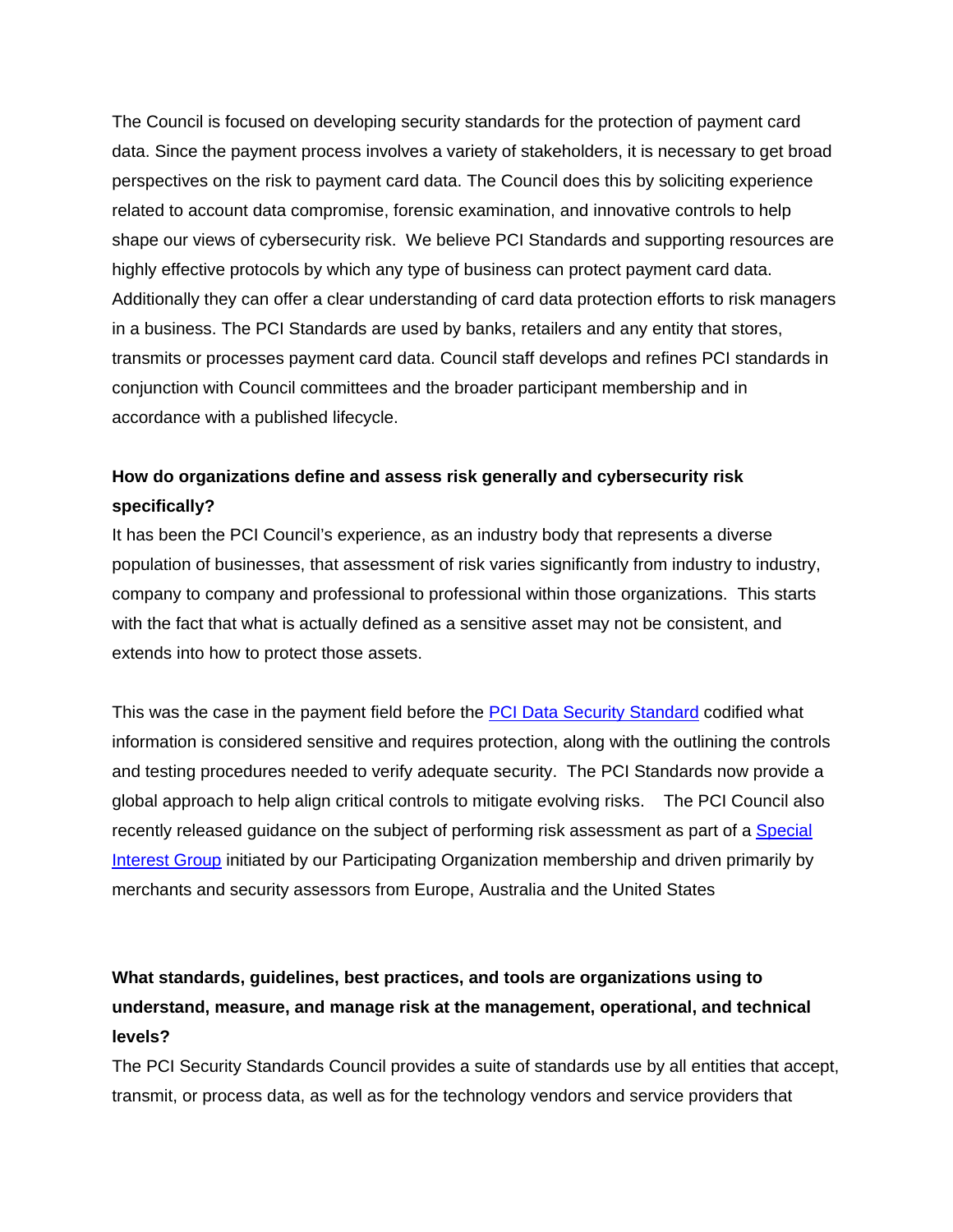The Council is focused on developing security standards for the protection of payment card data. Since the payment process involves a variety of stakeholders, it is necessary to get broad perspectives on the risk to payment card data. The Council does this by soliciting experience related to account data compromise, forensic examination, and innovative controls to help shape our views of cybersecurity risk. We believe PCI Standards and supporting resources are highly effective protocols by which any type of business can protect payment card data. Additionally they can offer a clear understanding of card data protection efforts to risk managers in a business. The PCI Standards are used by banks, retailers and any entity that stores, transmits or processes payment card data. Council staff develops and refines PCI standards in conjunction with Council committees and the broader participant membership and in accordance with a published lifecycle.

**How do organizations define and assess risk generally and cybersecurity risk specifically?**

It has been the PCI Council's experience, as an industry body that represents a diverse population of businesses, that assessment of risk varies significantly from industry to industry, company to company and professional to professional within those organizations. This starts with the fact that what is actually defined as a sensitive asset may not be consistent, and extends into how to protect those assets.

This was the case in the payment field before the [PCI Data Security Standard] codified what information is considered sensitive and requires protection, along with the outlining the controls and testing procedures needed to verify adequate security. The PCI Standards now provide a global approach to help align critical controls to mitigate evolving risks. The PCI Council also recently released guidance on the subject of performing risk assessment as part of a [Special Interest Group] initiated by our Participating Organization membership and driven primarily by merchants and security assessors from Europe, Australia and the United States

**What standards, guidelines, best practices, and tools are organizations using to understand, measure, and manage risk at the management, operational, and technical levels?**

The PCI Security Standards Council provides a suite of standards use by all entities that accept, transmit, or process data, as well as for the technology vendors and service providers that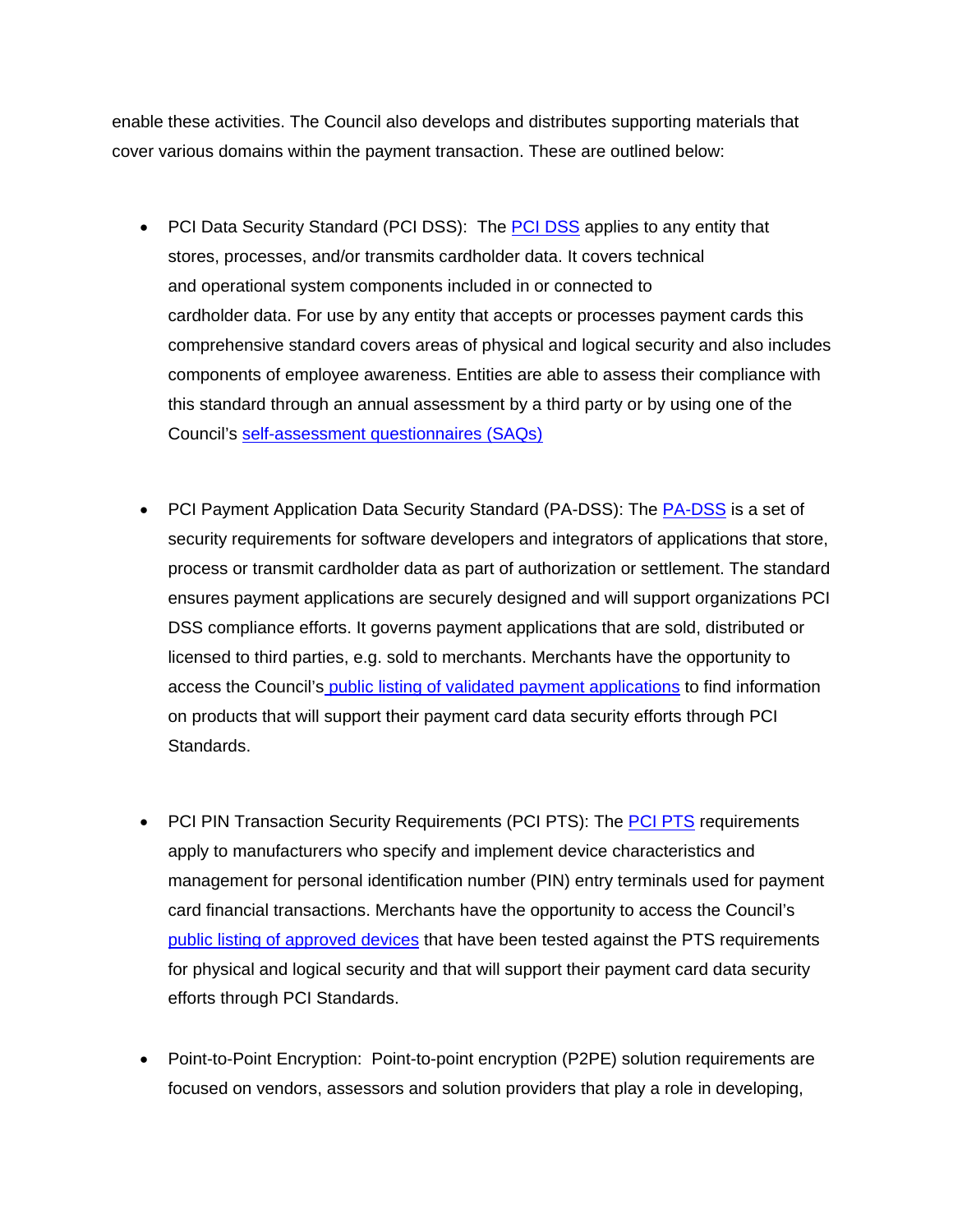enable these activities. The Council also develops and distributes supporting materials that cover various domains within the payment transaction. These are outlined below:

- PCI Data Security Standard (PCI DSS): The PCI DSS applies to any entity that stores, processes, and/or transmits cardholder data. It covers technical and operational system components included in or connected to cardholder data. For use by any entity that accepts or processes payment cards this comprehensive standard covers areas of physical and logical security and also includes components of employee awareness. Entities are able to assess their compliance with this standard through an annual assessment by a third party or by using one of the Council's self-assessment questionnaires (SAQs)

- PCI Payment Application Data Security Standard (PA-DSS): The PA-DSS is a set of security requirements for software developers and integrators of applications that store, process or transmit cardholder data as part of authorization or settlement. The standard ensures payment applications are securely designed and will support organizations PCI DSS compliance efforts. It governs payment applications that are sold, distributed or licensed to third parties, e.g. sold to merchants. Merchants have the opportunity to access the Council's public listing of validated payment applications to find information on products that will support their payment card data security efforts through PCI Standards.

- PCI PIN Transaction Security Requirements (PCI PTS): The PCI PTS requirements apply to manufacturers who specify and implement device characteristics and management for personal identification number (PIN) entry terminals used for payment card financial transactions. Merchants have the opportunity to access the Council's public listing of approved devices that have been tested against the PTS requirements for physical and logical security and that will support their payment card data security efforts through PCI Standards.

- Point-to-Point Encryption: Point-to-point encryption (P2PE) solution requirements are focused on vendors, assessors and solution providers that play a role in developing,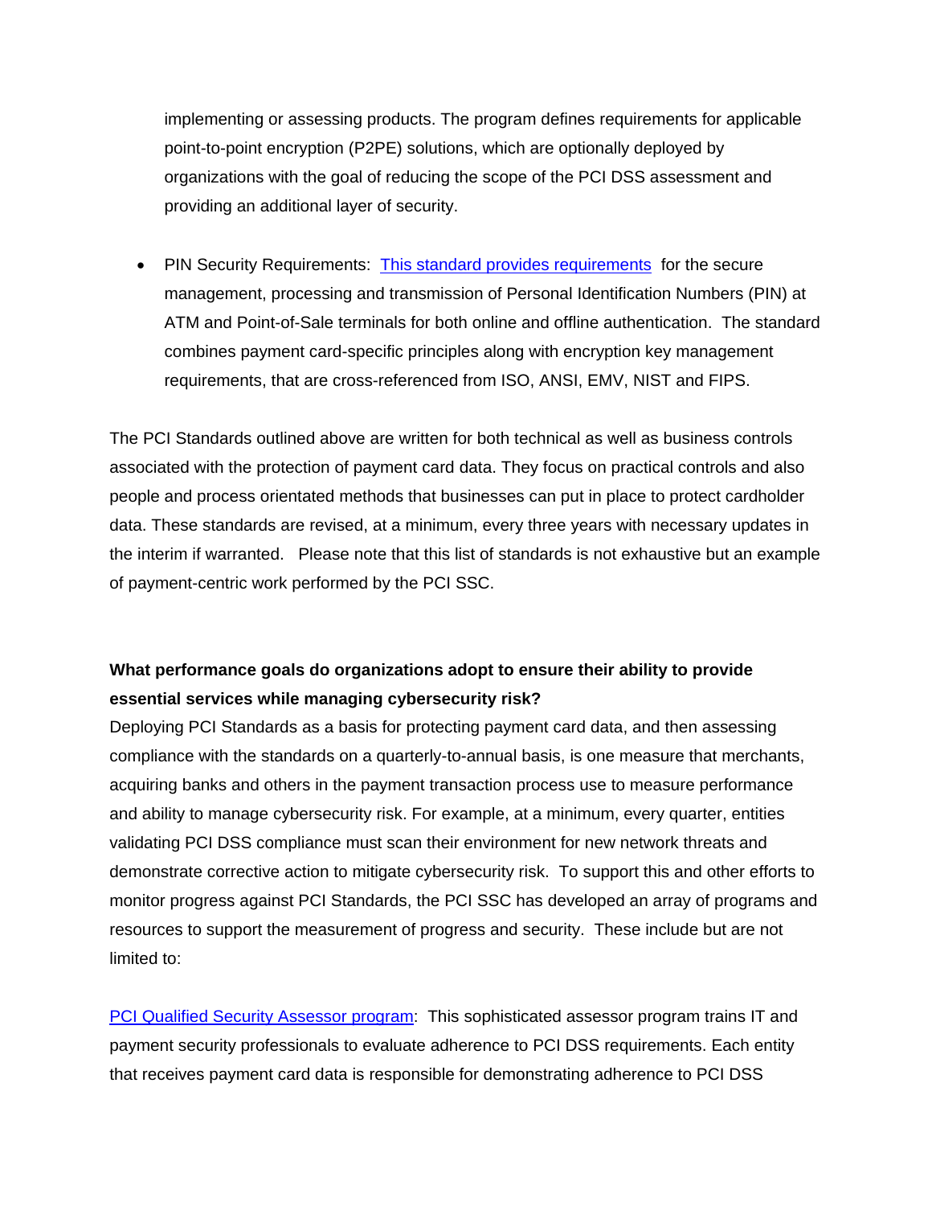implementing or assessing products. The program defines requirements for applicable point-to-point encryption (P2PE) solutions, which are optionally deployed by organizations with the goal of reducing the scope of the PCI DSS assessment and providing an additional layer of security.

- PIN Security Requirements: [This standard provides requirements](#) for the secure management, processing and transmission of Personal Identification Numbers (PIN) at ATM and Point-of-Sale terminals for both online and offline authentication. The standard combines payment card-specific principles along with encryption key management requirements, that are cross-referenced from ISO, ANSI, EMV, NIST and FIPS.

The PCI Standards outlined above are written for both technical as well as business controls associated with the protection of payment card data. They focus on practical controls and also people and process orientated methods that businesses can put in place to protect cardholder data. These standards are revised, at a minimum, every three years with necessary updates in the interim if warranted. Please note that this list of standards is not exhaustive but an example of payment-centric work performed by the PCI SSC.

**What performance goals do organizations adopt to ensure their ability to provide essential services while managing cybersecurity risk?**

Deploying PCI Standards as a basis for protecting payment card data, and then assessing compliance with the standards on a quarterly-to-annual basis, is one measure that merchants, acquiring banks and others in the payment transaction process use to measure performance and ability to manage cybersecurity risk. For example, at a minimum, every quarter, entities validating PCI DSS compliance must scan their environment for new network threats and demonstrate corrective action to mitigate cybersecurity risk. To support this and other efforts to monitor progress against PCI Standards, the PCI SSC has developed an array of programs and resources to support the measurement of progress and security. These include but are not limited to:

[PCI Qualified Security Assessor program](#): This sophisticated assessor program trains IT and payment security professionals to evaluate adherence to PCI DSS requirements. Each entity that receives payment card data is responsible for demonstrating adherence to PCI DSS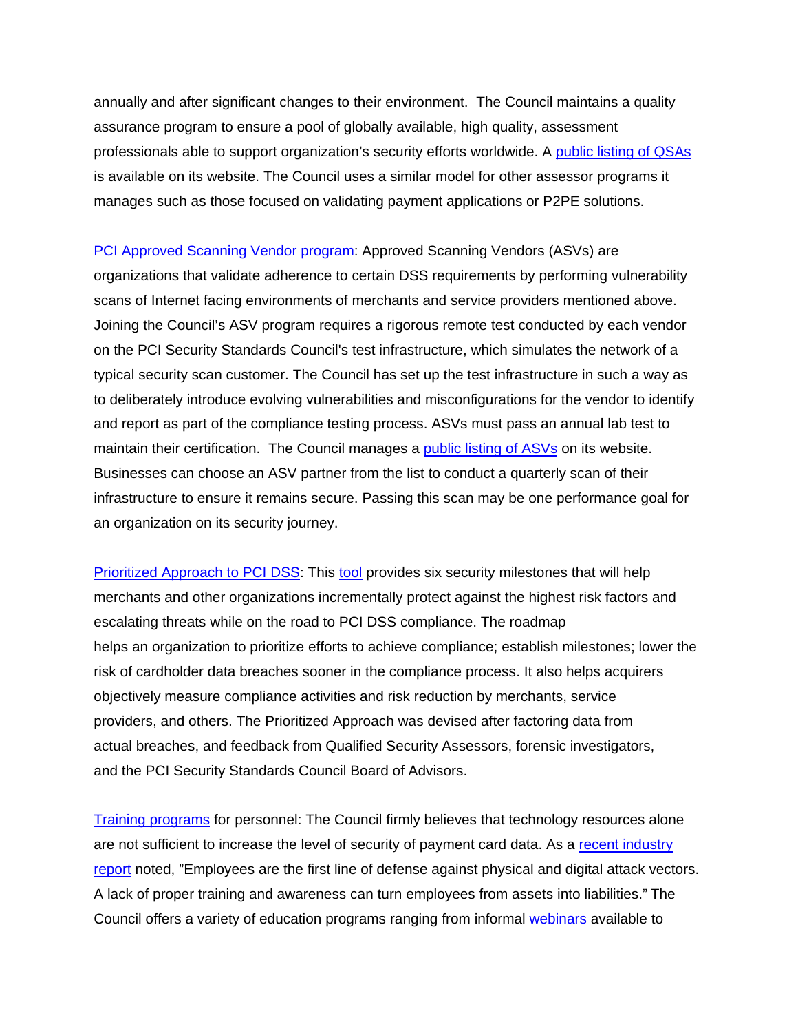annually and after significant changes to their environment. The Council maintains a quality assurance program to ensure a pool of globally available, high quality, assessment professionals able to support organization's security efforts worldwide. A public listing of QSAs is available on its website. The Council uses a similar model for other assessor programs it manages such as those focused on validating payment applications or P2PE solutions.

PCI Approved Scanning Vendor program: Approved Scanning Vendors (ASVs) are organizations that validate adherence to certain DSS requirements by performing vulnerability scans of Internet facing environments of merchants and service providers mentioned above. Joining the Council's ASV program requires a rigorous remote test conducted by each vendor on the PCI Security Standards Council's test infrastructure, which simulates the network of a typical security scan customer. The Council has set up the test infrastructure in such a way as to deliberately introduce evolving vulnerabilities and misconfigurations for the vendor to identify and report as part of the compliance testing process. ASVs must pass an annual lab test to maintain their certification. The Council manages a public listing of ASVs on its website. Businesses can choose an ASV partner from the list to conduct a quarterly scan of their infrastructure to ensure it remains secure. Passing this scan may be one performance goal for an organization on its security journey.

Prioritized Approach to PCI DSS: This tool provides six security milestones that will help merchants and other organizations incrementally protect against the highest risk factors and escalating threats while on the road to PCI DSS compliance. The roadmap helps an organization to prioritize efforts to achieve compliance; establish milestones; lower the risk of cardholder data breaches sooner in the compliance process. It also helps acquirers objectively measure compliance activities and risk reduction by merchants, service providers, and others. The Prioritized Approach was devised after factoring data from actual breaches, and feedback from Qualified Security Assessors, forensic investigators, and the PCI Security Standards Council Board of Advisors.

Training programs for personnel: The Council firmly believes that technology resources alone are not sufficient to increase the level of security of payment card data. As a recent industry report noted, "Employees are the first line of defense against physical and digital attack vectors. A lack of proper training and awareness can turn employees from assets into liabilities." The Council offers a variety of education programs ranging from informal webinars available to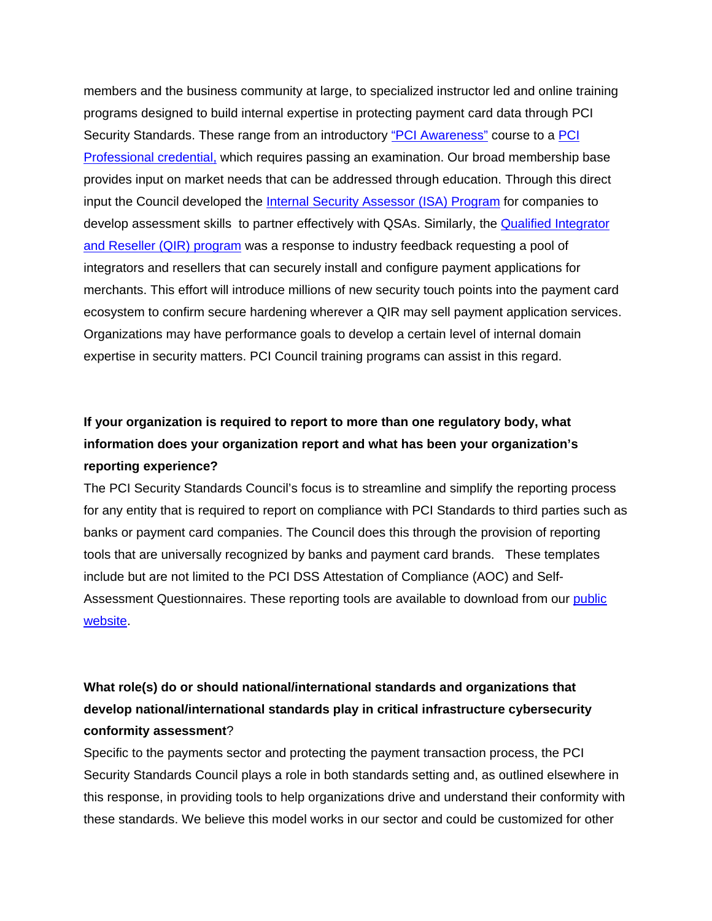members and the business community at large, to specialized instructor led and online training programs designed to build internal expertise in protecting payment card data through PCI Security Standards. These range from an introductory "PCI Awareness" course to a PCI Professional credential, which requires passing an examination. Our broad membership base provides input on market needs that can be addressed through education. Through this direct input the Council developed the Internal Security Assessor (ISA) Program for companies to develop assessment skills to partner effectively with QSAs. Similarly, the Qualified Integrator and Reseller (QIR) program was a response to industry feedback requesting a pool of integrators and resellers that can securely install and configure payment applications for merchants. This effort will introduce millions of new security touch points into the payment card ecosystem to confirm secure hardening wherever a QIR may sell payment application services. Organizations may have performance goals to develop a certain level of internal domain expertise in security matters. PCI Council training programs can assist in this regard.

**If your organization is required to report to more than one regulatory body, what information does your organization report and what has been your organization's reporting experience?**

The PCI Security Standards Council's focus is to streamline and simplify the reporting process for any entity that is required to report on compliance with PCI Standards to third parties such as banks or payment card companies. The Council does this through the provision of reporting tools that are universally recognized by banks and payment card brands. These templates include but are not limited to the PCI DSS Attestation of Compliance (AOC) and Self-Assessment Questionnaires. These reporting tools are available to download from our public website.

**What role(s) do or should national/international standards and organizations that develop national/international standards play in critical infrastructure cybersecurity conformity assessment**?

Specific to the payments sector and protecting the payment transaction process, the PCI Security Standards Council plays a role in both standards setting and, as outlined elsewhere in this response, in providing tools to help organizations drive and understand their conformity with these standards. We believe this model works in our sector and could be customized for other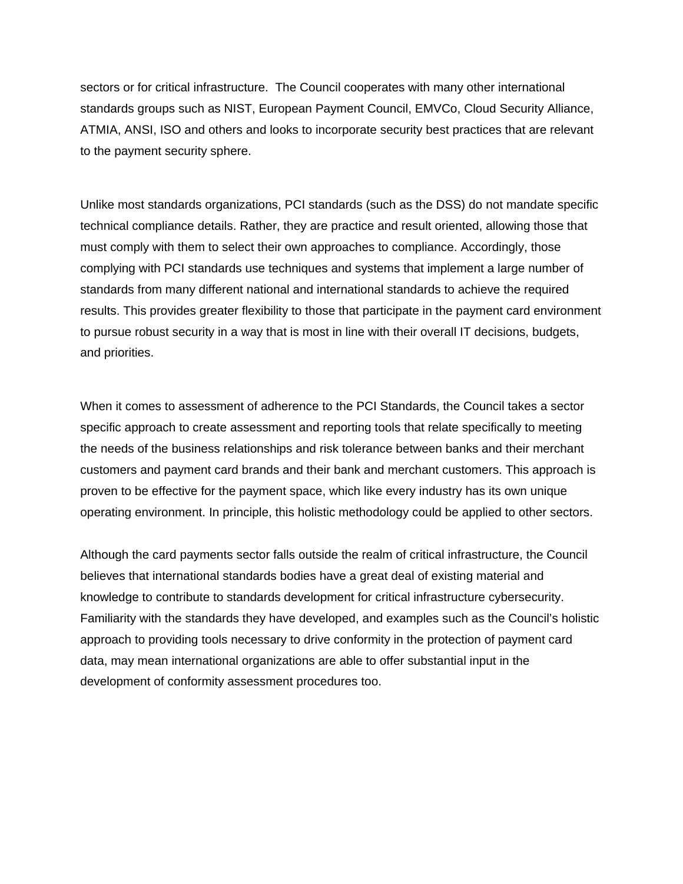sectors or for critical infrastructure. The Council cooperates with many other international standards groups such as NIST, European Payment Council, EMVCo, Cloud Security Alliance, ATMIA, ANSI, ISO and others and looks to incorporate security best practices that are relevant to the payment security sphere.

Unlike most standards organizations, PCI standards (such as the DSS) do not mandate specific technical compliance details. Rather, they are practice and result oriented, allowing those that must comply with them to select their own approaches to compliance. Accordingly, those complying with PCI standards use techniques and systems that implement a large number of standards from many different national and international standards to achieve the required results. This provides greater flexibility to those that participate in the payment card environment to pursue robust security in a way that is most in line with their overall IT decisions, budgets, and priorities.

When it comes to assessment of adherence to the PCI Standards, the Council takes a sector specific approach to create assessment and reporting tools that relate specifically to meeting the needs of the business relationships and risk tolerance between banks and their merchant customers and payment card brands and their bank and merchant customers. This approach is proven to be effective for the payment space, which like every industry has its own unique operating environment. In principle, this holistic methodology could be applied to other sectors.

Although the card payments sector falls outside the realm of critical infrastructure, the Council believes that international standards bodies have a great deal of existing material and knowledge to contribute to standards development for critical infrastructure cybersecurity. Familiarity with the standards they have developed, and examples such as the Council's holistic approach to providing tools necessary to drive conformity in the protection of payment card data, may mean international organizations are able to offer substantial input in the development of conformity assessment procedures too.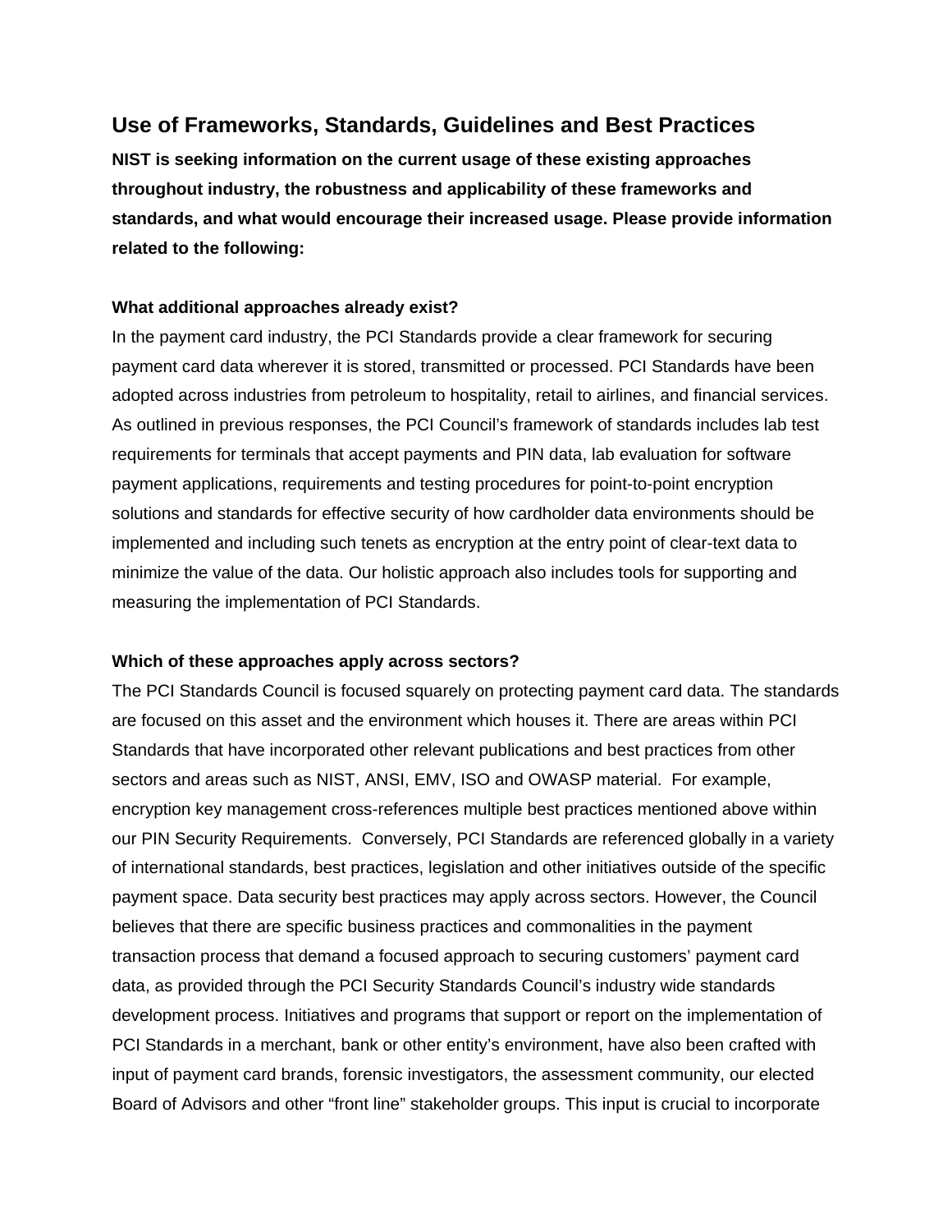## Use of Frameworks, Standards, Guidelines and Best Practices

**NIST is seeking information on the current usage of these existing approaches throughout industry, the robustness and applicability of these frameworks and standards, and what would encourage their increased usage. Please provide information related to the following:**

**What additional approaches already exist?**

In the payment card industry, the PCI Standards provide a clear framework for securing payment card data wherever it is stored, transmitted or processed. PCI Standards have been adopted across industries from petroleum to hospitality, retail to airlines, and financial services. As outlined in previous responses, the PCI Council's framework of standards includes lab test requirements for terminals that accept payments and PIN data, lab evaluation for software payment applications, requirements and testing procedures for point-to-point encryption solutions and standards for effective security of how cardholder data environments should be implemented and including such tenets as encryption at the entry point of clear-text data to minimize the value of the data. Our holistic approach also includes tools for supporting and measuring the implementation of PCI Standards.

**Which of these approaches apply across sectors?**

The PCI Standards Council is focused squarely on protecting payment card data. The standards are focused on this asset and the environment which houses it. There are areas within PCI Standards that have incorporated other relevant publications and best practices from other sectors and areas such as NIST, ANSI, EMV, ISO and OWASP material. For example, encryption key management cross-references multiple best practices mentioned above within our PIN Security Requirements. Conversely, PCI Standards are referenced globally in a variety of international standards, best practices, legislation and other initiatives outside of the specific payment space. Data security best practices may apply across sectors. However, the Council believes that there are specific business practices and commonalities in the payment transaction process that demand a focused approach to securing customers' payment card data, as provided through the PCI Security Standards Council's industry wide standards development process. Initiatives and programs that support or report on the implementation of PCI Standards in a merchant, bank or other entity's environment, have also been crafted with input of payment card brands, forensic investigators, the assessment community, our elected Board of Advisors and other "front line" stakeholder groups. This input is crucial to incorporate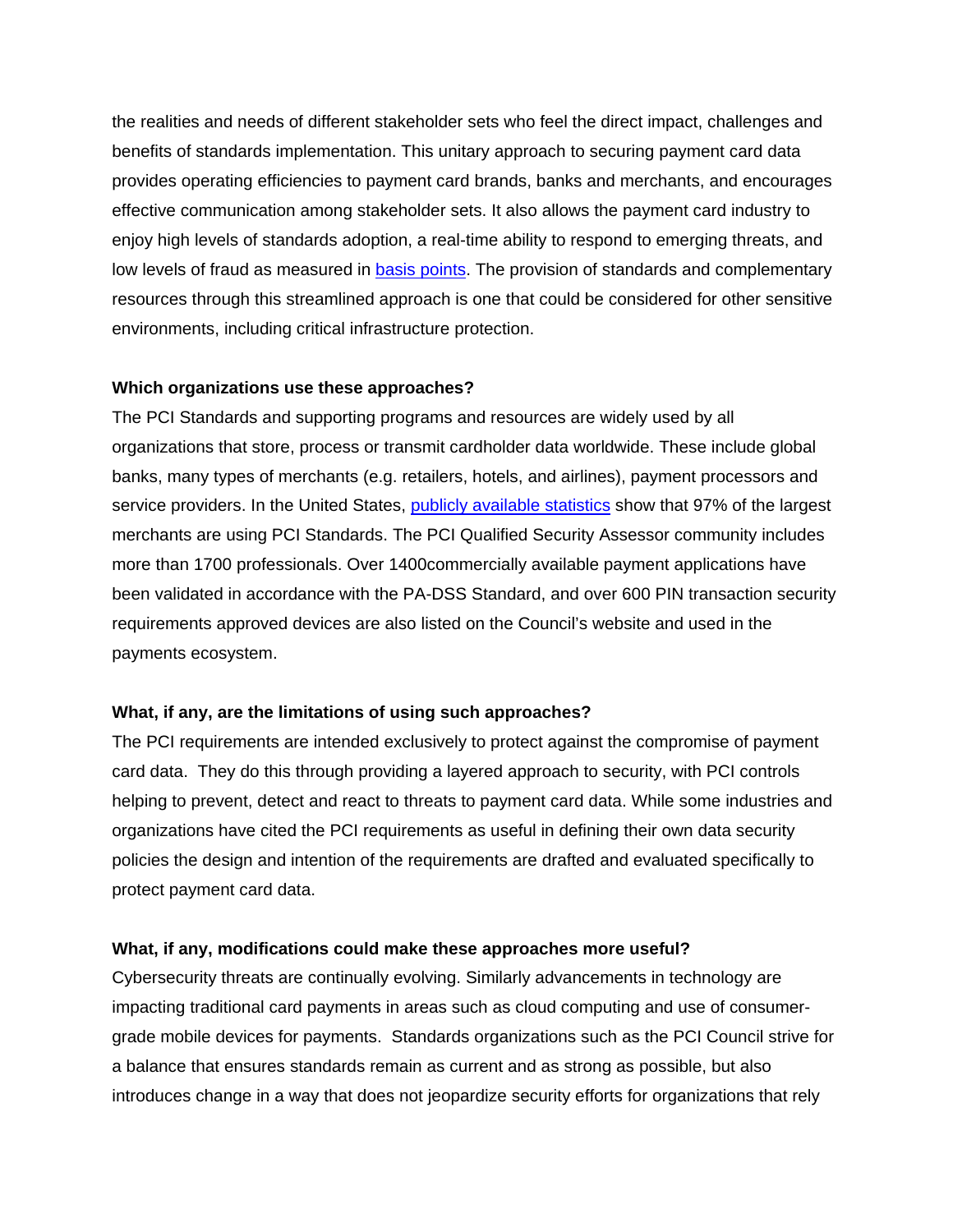the realities and needs of different stakeholder sets who feel the direct impact, challenges and benefits of standards implementation. This unitary approach to securing payment card data provides operating efficiencies to payment card brands, banks and merchants, and encourages effective communication among stakeholder sets. It also allows the payment card industry to enjoy high levels of standards adoption, a real-time ability to respond to emerging threats, and low levels of fraud as measured in basis points. The provision of standards and complementary resources through this streamlined approach is one that could be considered for other sensitive environments, including critical infrastructure protection.

**Which organizations use these approaches?**

The PCI Standards and supporting programs and resources are widely used by all organizations that store, process or transmit cardholder data worldwide. These include global banks, many types of merchants (e.g. retailers, hotels, and airlines), payment processors and service providers. In the United States, publicly available statistics show that 97% of the largest merchants are using PCI Standards. The PCI Qualified Security Assessor community includes more than 1700 professionals. Over 1400commercially available payment applications have been validated in accordance with the PA-DSS Standard, and over 600 PIN transaction security requirements approved devices are also listed on the Council's website and used in the payments ecosystem.

**What, if any, are the limitations of using such approaches?**

The PCI requirements are intended exclusively to protect against the compromise of payment card data. They do this through providing a layered approach to security, with PCI controls helping to prevent, detect and react to threats to payment card data. While some industries and organizations have cited the PCI requirements as useful in defining their own data security policies the design and intention of the requirements are drafted and evaluated specifically to protect payment card data.

**What, if any, modifications could make these approaches more useful?**

Cybersecurity threats are continually evolving. Similarly advancements in technology are impacting traditional card payments in areas such as cloud computing and use of consumer-grade mobile devices for payments. Standards organizations such as the PCI Council strive for a balance that ensures standards remain as current and as strong as possible, but also introduces change in a way that does not jeopardize security efforts for organizations that rely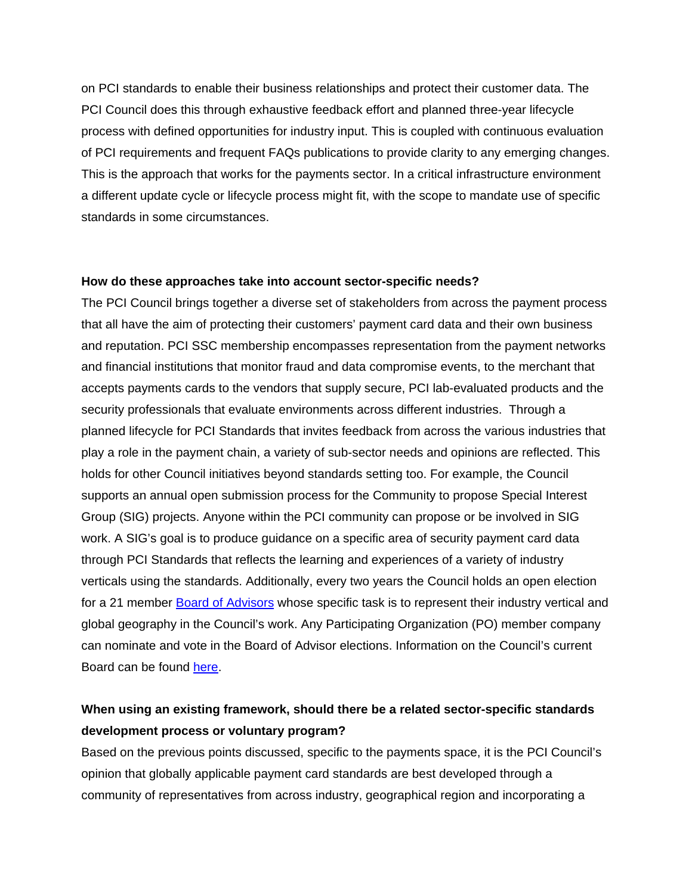on PCI standards to enable their business relationships and protect their customer data. The PCI Council does this through exhaustive feedback effort and planned three-year lifecycle process with defined opportunities for industry input. This is coupled with continuous evaluation of PCI requirements and frequent FAQs publications to provide clarity to any emerging changes. This is the approach that works for the payments sector. In a critical infrastructure environment a different update cycle or lifecycle process might fit, with the scope to mandate use of specific standards in some circumstances.

**How do these approaches take into account sector-specific needs?**

The PCI Council brings together a diverse set of stakeholders from across the payment process that all have the aim of protecting their customers' payment card data and their own business and reputation. PCI SSC membership encompasses representation from the payment networks and financial institutions that monitor fraud and data compromise events, to the merchant that accepts payments cards to the vendors that supply secure, PCI lab-evaluated products and the security professionals that evaluate environments across different industries. Through a planned lifecycle for PCI Standards that invites feedback from across the various industries that play a role in the payment chain, a variety of sub-sector needs and opinions are reflected. This holds for other Council initiatives beyond standards setting too. For example, the Council supports an annual open submission process for the Community to propose Special Interest Group (SIG) projects. Anyone within the PCI community can propose or be involved in SIG work. A SIG's goal is to produce guidance on a specific area of security payment card data through PCI Standards that reflects the learning and experiences of a variety of industry verticals using the standards. Additionally, every two years the Council holds an open election for a 21 member Board of Advisors whose specific task is to represent their industry vertical and global geography in the Council's work. Any Participating Organization (PO) member company can nominate and vote in the Board of Advisor elections. Information on the Council's current Board can be found here.

**When using an existing framework, should there be a related sector-specific standards development process or voluntary program?**

Based on the previous points discussed, specific to the payments space, it is the PCI Council's opinion that globally applicable payment card standards are best developed through a community of representatives from across industry, geographical region and incorporating a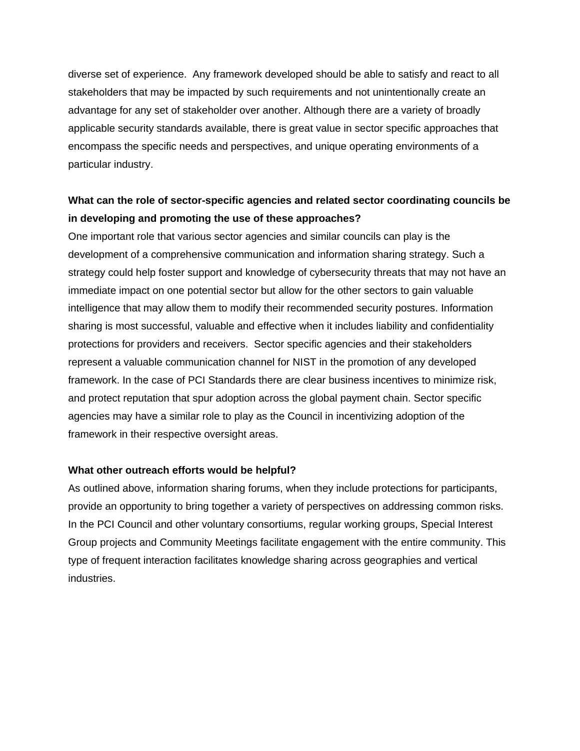diverse set of experience. Any framework developed should be able to satisfy and react to all stakeholders that may be impacted by such requirements and not unintentionally create an advantage for any set of stakeholder over another. Although there are a variety of broadly applicable security standards available, there is great value in sector specific approaches that encompass the specific needs and perspectives, and unique operating environments of a particular industry.

**What can the role of sector-specific agencies and related sector coordinating councils be in developing and promoting the use of these approaches?**

One important role that various sector agencies and similar councils can play is the development of a comprehensive communication and information sharing strategy. Such a strategy could help foster support and knowledge of cybersecurity threats that may not have an immediate impact on one potential sector but allow for the other sectors to gain valuable intelligence that may allow them to modify their recommended security postures. Information sharing is most successful, valuable and effective when it includes liability and confidentiality protections for providers and receivers. Sector specific agencies and their stakeholders represent a valuable communication channel for NIST in the promotion of any developed framework. In the case of PCI Standards there are clear business incentives to minimize risk, and protect reputation that spur adoption across the global payment chain. Sector specific agencies may have a similar role to play as the Council in incentivizing adoption of the framework in their respective oversight areas.

**What other outreach efforts would be helpful?**

As outlined above, information sharing forums, when they include protections for participants, provide an opportunity to bring together a variety of perspectives on addressing common risks. In the PCI Council and other voluntary consortiums, regular working groups, Special Interest Group projects and Community Meetings facilitate engagement with the entire community. This type of frequent interaction facilitates knowledge sharing across geographies and vertical industries.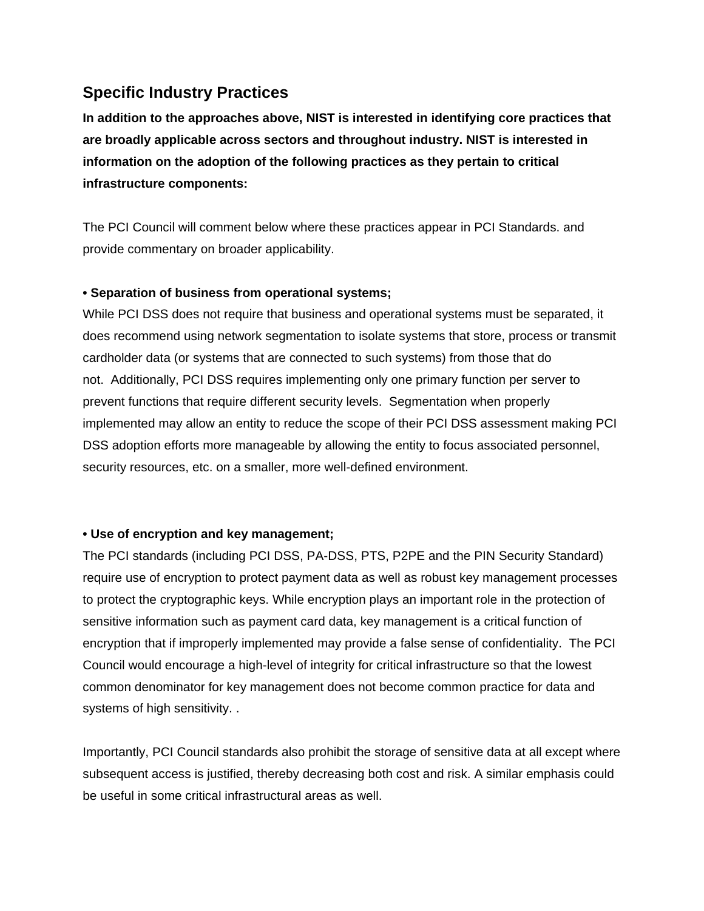## Specific Industry Practices

**In addition to the approaches above, NIST is interested in identifying core practices that are broadly applicable across sectors and throughout industry. NIST is interested in information on the adoption of the following practices as they pertain to critical infrastructure components:**

The PCI Council will comment below where these practices appear in PCI Standards. and provide commentary on broader applicability.

**• Separation of business from operational systems;**

While PCI DSS does not require that business and operational systems must be separated, it does recommend using network segmentation to isolate systems that store, process or transmit cardholder data (or systems that are connected to such systems) from those that do not.  Additionally, PCI DSS requires implementing only one primary function per server to prevent functions that require different security levels.  Segmentation when properly implemented may allow an entity to reduce the scope of their PCI DSS assessment making PCI DSS adoption efforts more manageable by allowing the entity to focus associated personnel, security resources, etc. on a smaller, more well-defined environment.

**• Use of encryption and key management;**

The PCI standards (including PCI DSS, PA-DSS, PTS, P2PE and the PIN Security Standard) require use of encryption to protect payment data as well as robust key management processes to protect the cryptographic keys. While encryption plays an important role in the protection of sensitive information such as payment card data, key management is a critical function of encryption that if improperly implemented may provide a false sense of confidentiality.  The PCI Council would encourage a high-level of integrity for critical infrastructure so that the lowest common denominator for key management does not become common practice for data and systems of high sensitivity. .

Importantly, PCI Council standards also prohibit the storage of sensitive data at all except where subsequent access is justified, thereby decreasing both cost and risk. A similar emphasis could be useful in some critical infrastructural areas as well.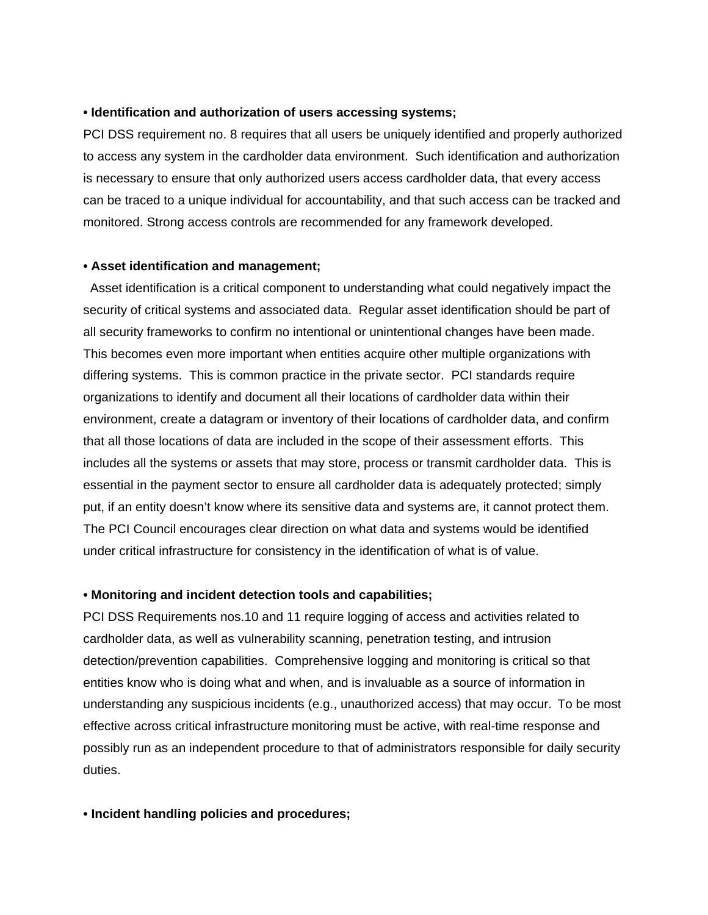**• Identification and authorization of users accessing systems;**

PCI DSS requirement no. 8 requires that all users be uniquely identified and properly authorized to access any system in the cardholder data environment. Such identification and authorization is necessary to ensure that only authorized users access cardholder data, that every access can be traced to a unique individual for accountability, and that such access can be tracked and monitored. Strong access controls are recommended for any framework developed.

**• Asset identification and management;**

Asset identification is a critical component to understanding what could negatively impact the security of critical systems and associated data. Regular asset identification should be part of all security frameworks to confirm no intentional or unintentional changes have been made. This becomes even more important when entities acquire other multiple organizations with differing systems. This is common practice in the private sector. PCI standards require organizations to identify and document all their locations of cardholder data within their environment, create a datagram or inventory of their locations of cardholder data, and confirm that all those locations of data are included in the scope of their assessment efforts. This includes all the systems or assets that may store, process or transmit cardholder data. This is essential in the payment sector to ensure all cardholder data is adequately protected; simply put, if an entity doesn't know where its sensitive data and systems are, it cannot protect them. The PCI Council encourages clear direction on what data and systems would be identified under critical infrastructure for consistency in the identification of what is of value.

**• Monitoring and incident detection tools and capabilities;**

PCI DSS Requirements nos.10 and 11 require logging of access and activities related to cardholder data, as well as vulnerability scanning, penetration testing, and intrusion detection/prevention capabilities. Comprehensive logging and monitoring is critical so that entities know who is doing what and when, and is invaluable as a source of information in understanding any suspicious incidents (e.g., unauthorized access) that may occur. To be most effective across critical infrastructure monitoring must be active, with real-time response and possibly run as an independent procedure to that of administrators responsible for daily security duties.

**• Incident handling policies and procedures;**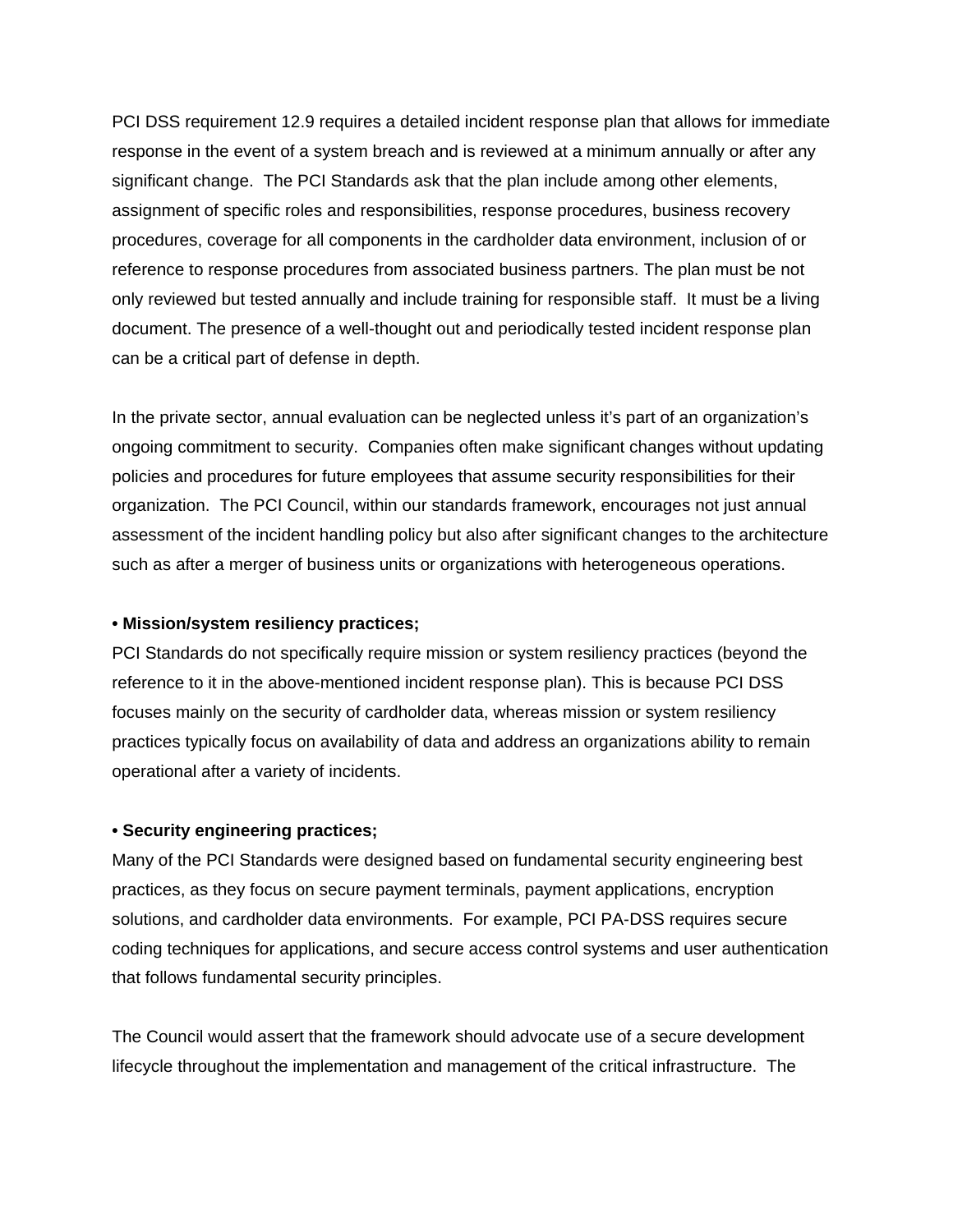PCI DSS requirement 12.9 requires a detailed incident response plan that allows for immediate response in the event of a system breach and is reviewed at a minimum annually or after any significant change. The PCI Standards ask that the plan include among other elements, assignment of specific roles and responsibilities, response procedures, business recovery procedures, coverage for all components in the cardholder data environment, inclusion of or reference to response procedures from associated business partners. The plan must be not only reviewed but tested annually and include training for responsible staff. It must be a living document. The presence of a well-thought out and periodically tested incident response plan can be a critical part of defense in depth.

In the private sector, annual evaluation can be neglected unless it's part of an organization's ongoing commitment to security. Companies often make significant changes without updating policies and procedures for future employees that assume security responsibilities for their organization. The PCI Council, within our standards framework, encourages not just annual assessment of the incident handling policy but also after significant changes to the architecture such as after a merger of business units or organizations with heterogeneous operations.

**• Mission/system resiliency practices;**

PCI Standards do not specifically require mission or system resiliency practices (beyond the reference to it in the above-mentioned incident response plan). This is because PCI DSS focuses mainly on the security of cardholder data, whereas mission or system resiliency practices typically focus on availability of data and address an organizations ability to remain operational after a variety of incidents.

**• Security engineering practices;**

Many of the PCI Standards were designed based on fundamental security engineering best practices, as they focus on secure payment terminals, payment applications, encryption solutions, and cardholder data environments. For example, PCI PA-DSS requires secure coding techniques for applications, and secure access control systems and user authentication that follows fundamental security principles.

The Council would assert that the framework should advocate use of a secure development lifecycle throughout the implementation and management of the critical infrastructure. The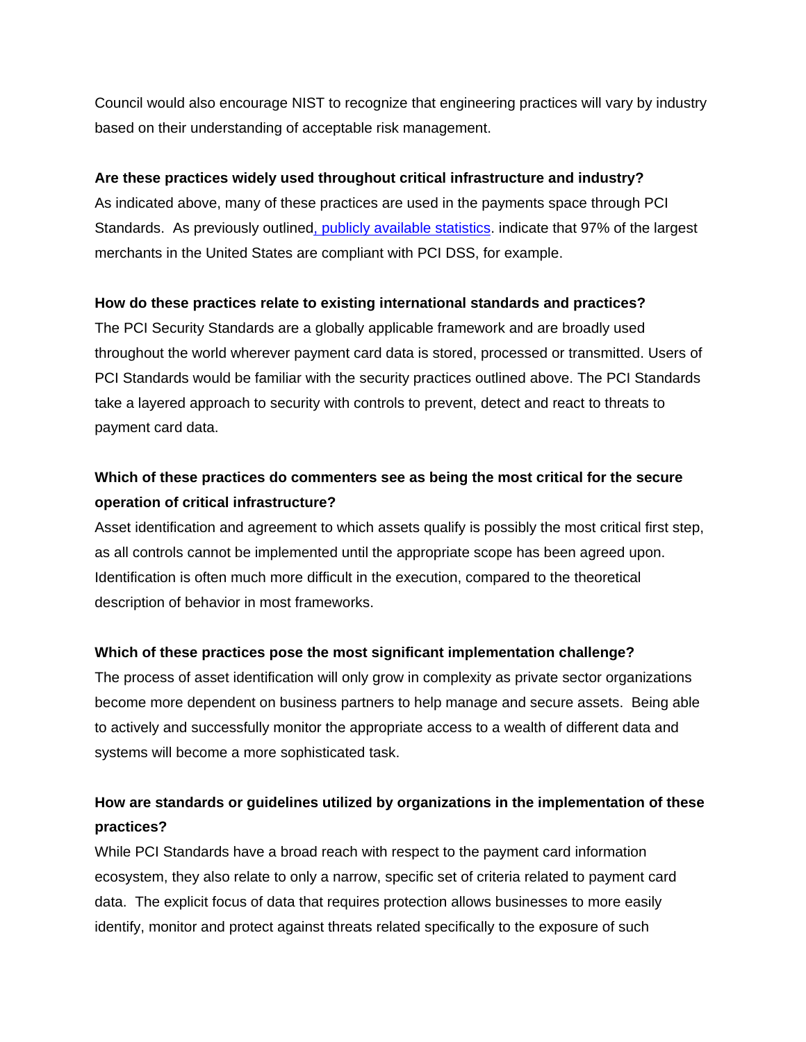Council would also encourage NIST to recognize that engineering practices will vary by industry based on their understanding of acceptable risk management.

**Are these practices widely used throughout critical infrastructure and industry?**

As indicated above, many of these practices are used in the payments space through PCI Standards. As previously outlined, publicly available statistics. indicate that 97% of the largest merchants in the United States are compliant with PCI DSS, for example.

**How do these practices relate to existing international standards and practices?**

The PCI Security Standards are a globally applicable framework and are broadly used throughout the world wherever payment card data is stored, processed or transmitted. Users of PCI Standards would be familiar with the security practices outlined above. The PCI Standards take a layered approach to security with controls to prevent, detect and react to threats to payment card data.

**Which of these practices do commenters see as being the most critical for the secure operation of critical infrastructure?**

Asset identification and agreement to which assets qualify is possibly the most critical first step, as all controls cannot be implemented until the appropriate scope has been agreed upon. Identification is often much more difficult in the execution, compared to the theoretical description of behavior in most frameworks.

**Which of these practices pose the most significant implementation challenge?**

The process of asset identification will only grow in complexity as private sector organizations become more dependent on business partners to help manage and secure assets. Being able to actively and successfully monitor the appropriate access to a wealth of different data and systems will become a more sophisticated task.

**How are standards or guidelines utilized by organizations in the implementation of these practices?**

While PCI Standards have a broad reach with respect to the payment card information ecosystem, they also relate to only a narrow, specific set of criteria related to payment card data. The explicit focus of data that requires protection allows businesses to more easily identify, monitor and protect against threats related specifically to the exposure of such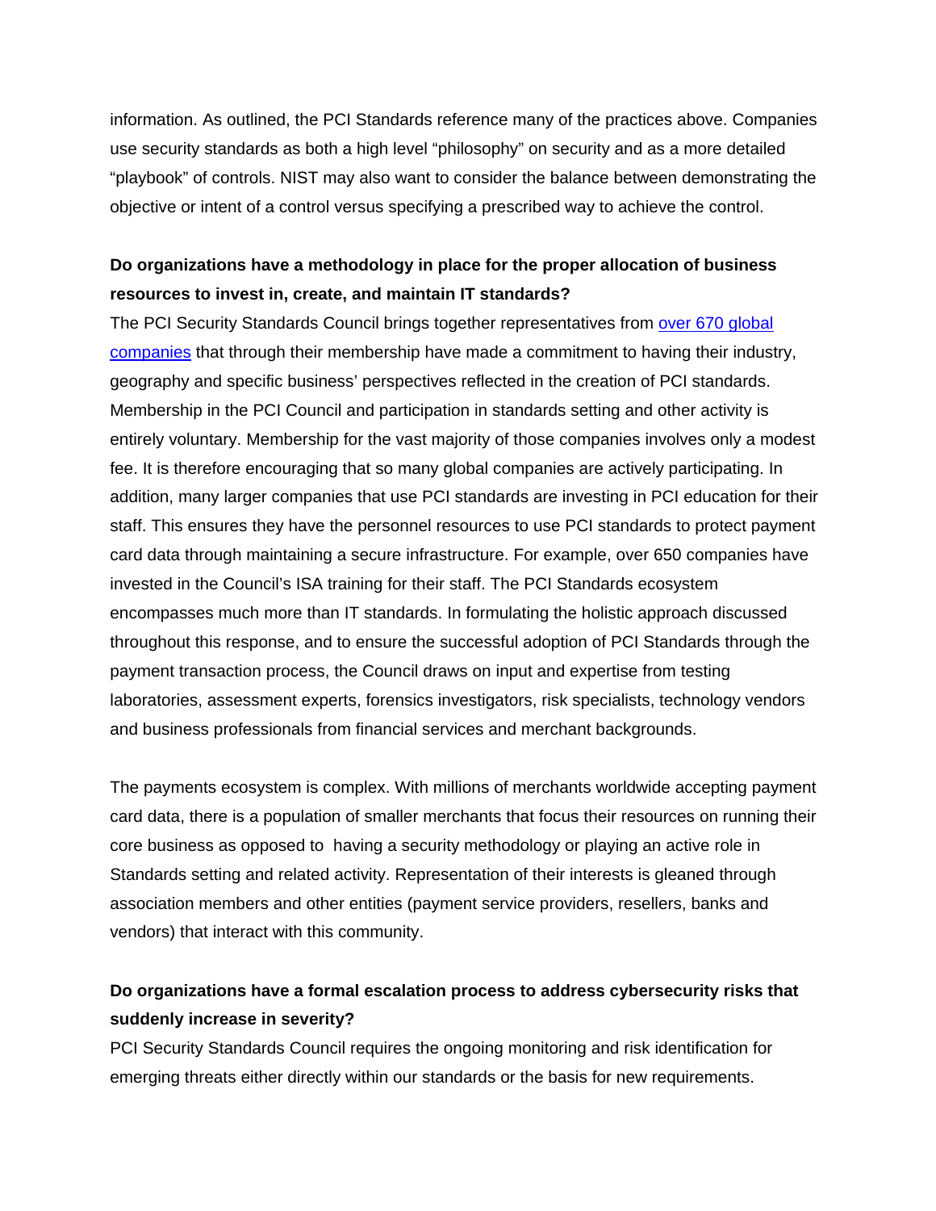information. As outlined, the PCI Standards reference many of the practices above. Companies use security standards as both a high level "philosophy" on security and as a more detailed "playbook" of controls. NIST may also want to consider the balance between demonstrating the objective or intent of a control versus specifying a prescribed way to achieve the control.

**Do organizations have a methodology in place for the proper allocation of business resources to invest in, create, and maintain IT standards?**

The PCI Security Standards Council brings together representatives from over 670 global companies that through their membership have made a commitment to having their industry, geography and specific business' perspectives reflected in the creation of PCI standards. Membership in the PCI Council and participation in standards setting and other activity is entirely voluntary. Membership for the vast majority of those companies involves only a modest fee. It is therefore encouraging that so many global companies are actively participating. In addition, many larger companies that use PCI standards are investing in PCI education for their staff. This ensures they have the personnel resources to use PCI standards to protect payment card data through maintaining a secure infrastructure. For example, over 650 companies have invested in the Council's ISA training for their staff. The PCI Standards ecosystem encompasses much more than IT standards. In formulating the holistic approach discussed throughout this response, and to ensure the successful adoption of PCI Standards through the payment transaction process, the Council draws on input and expertise from testing laboratories, assessment experts, forensics investigators, risk specialists, technology vendors and business professionals from financial services and merchant backgrounds.

The payments ecosystem is complex. With millions of merchants worldwide accepting payment card data, there is a population of smaller merchants that focus their resources on running their core business as opposed to having a security methodology or playing an active role in Standards setting and related activity. Representation of their interests is gleaned through association members and other entities (payment service providers, resellers, banks and vendors) that interact with this community.

**Do organizations have a formal escalation process to address cybersecurity risks that suddenly increase in severity?**

PCI Security Standards Council requires the ongoing monitoring and risk identification for emerging threats either directly within our standards or the basis for new requirements.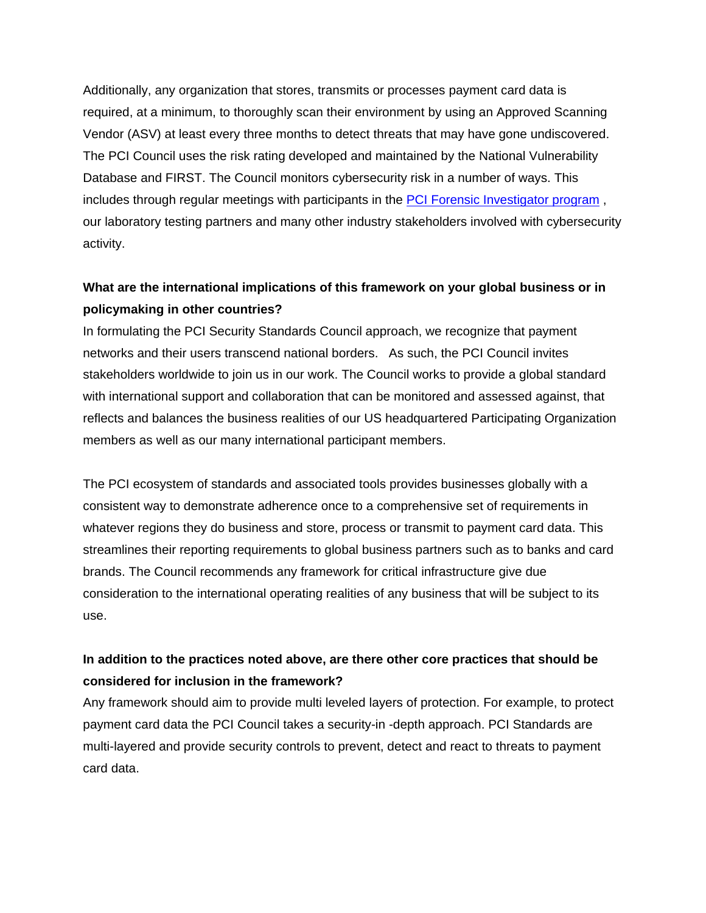Additionally, any organization that stores, transmits or processes payment card data is required, at a minimum, to thoroughly scan their environment by using an Approved Scanning Vendor (ASV) at least every three months to detect threats that may have gone undiscovered. The PCI Council uses the risk rating developed and maintained by the National Vulnerability Database and FIRST. The Council monitors cybersecurity risk in a number of ways. This includes through regular meetings with participants in the PCI Forensic Investigator program , our laboratory testing partners and many other industry stakeholders involved with cybersecurity activity.

**What are the international implications of this framework on your global business or in policymaking in other countries?**

In formulating the PCI Security Standards Council approach, we recognize that payment networks and their users transcend national borders. As such, the PCI Council invites stakeholders worldwide to join us in our work. The Council works to provide a global standard with international support and collaboration that can be monitored and assessed against, that reflects and balances the business realities of our US headquartered Participating Organization members as well as our many international participant members.

The PCI ecosystem of standards and associated tools provides businesses globally with a consistent way to demonstrate adherence once to a comprehensive set of requirements in whatever regions they do business and store, process or transmit to payment card data. This streamlines their reporting requirements to global business partners such as to banks and card brands. The Council recommends any framework for critical infrastructure give due consideration to the international operating realities of any business that will be subject to its use.

**In addition to the practices noted above, are there other core practices that should be considered for inclusion in the framework?**

Any framework should aim to provide multi leveled layers of protection. For example, to protect payment card data the PCI Council takes a security-in -depth approach. PCI Standards are multi-layered and provide security controls to prevent, detect and react to threats to payment card data.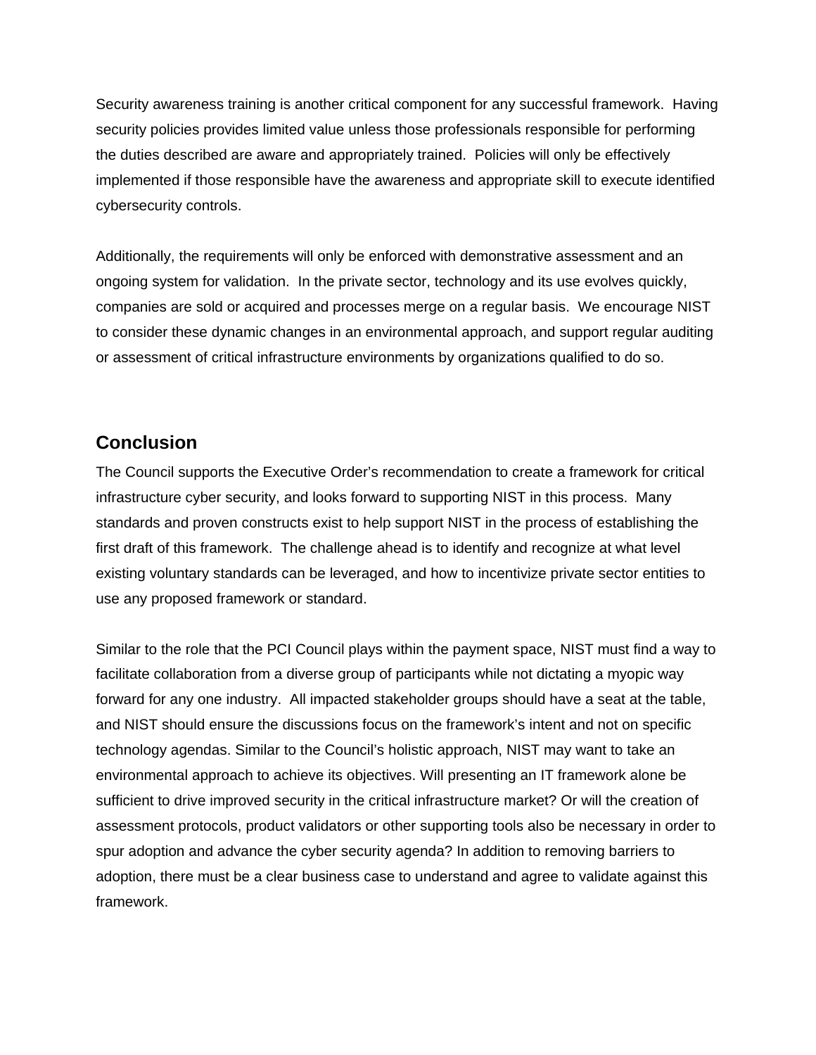Security awareness training is another critical component for any successful framework. Having security policies provides limited value unless those professionals responsible for performing the duties described are aware and appropriately trained. Policies will only be effectively implemented if those responsible have the awareness and appropriate skill to execute identified cybersecurity controls.

Additionally, the requirements will only be enforced with demonstrative assessment and an ongoing system for validation. In the private sector, technology and its use evolves quickly, companies are sold or acquired and processes merge on a regular basis. We encourage NIST to consider these dynamic changes in an environmental approach, and support regular auditing or assessment of critical infrastructure environments by organizations qualified to do so.

## Conclusion

The Council supports the Executive Order's recommendation to create a framework for critical infrastructure cyber security, and looks forward to supporting NIST in this process. Many standards and proven constructs exist to help support NIST in the process of establishing the first draft of this framework. The challenge ahead is to identify and recognize at what level existing voluntary standards can be leveraged, and how to incentivize private sector entities to use any proposed framework or standard.

Similar to the role that the PCI Council plays within the payment space, NIST must find a way to facilitate collaboration from a diverse group of participants while not dictating a myopic way forward for any one industry. All impacted stakeholder groups should have a seat at the table, and NIST should ensure the discussions focus on the framework's intent and not on specific technology agendas. Similar to the Council's holistic approach, NIST may want to take an environmental approach to achieve its objectives. Will presenting an IT framework alone be sufficient to drive improved security in the critical infrastructure market? Or will the creation of assessment protocols, product validators or other supporting tools also be necessary in order to spur adoption and advance the cyber security agenda? In addition to removing barriers to adoption, there must be a clear business case to understand and agree to validate against this framework.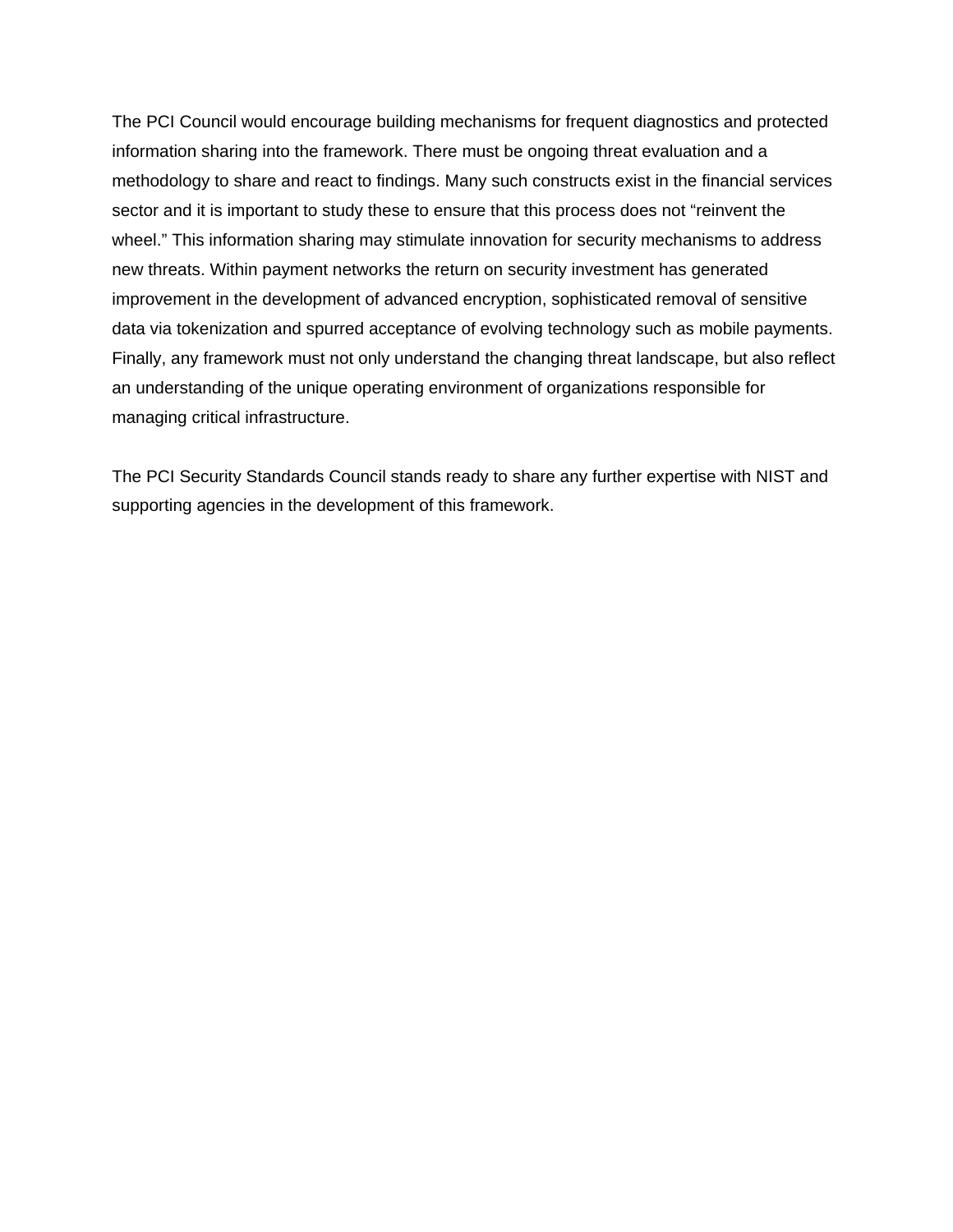The PCI Council would encourage building mechanisms for frequent diagnostics and protected information sharing into the framework. There must be ongoing threat evaluation and a methodology to share and react to findings. Many such constructs exist in the financial services sector and it is important to study these to ensure that this process does not “reinvent the wheel.” This information sharing may stimulate innovation for security mechanisms to address new threats. Within payment networks the return on security investment has generated improvement in the development of advanced encryption, sophisticated removal of sensitive data via tokenization and spurred acceptance of evolving technology such as mobile payments. Finally, any framework must not only understand the changing threat landscape, but also reflect an understanding of the unique operating environment of organizations responsible for managing critical infrastructure.

The PCI Security Standards Council stands ready to share any further expertise with NIST and supporting agencies in the development of this framework.